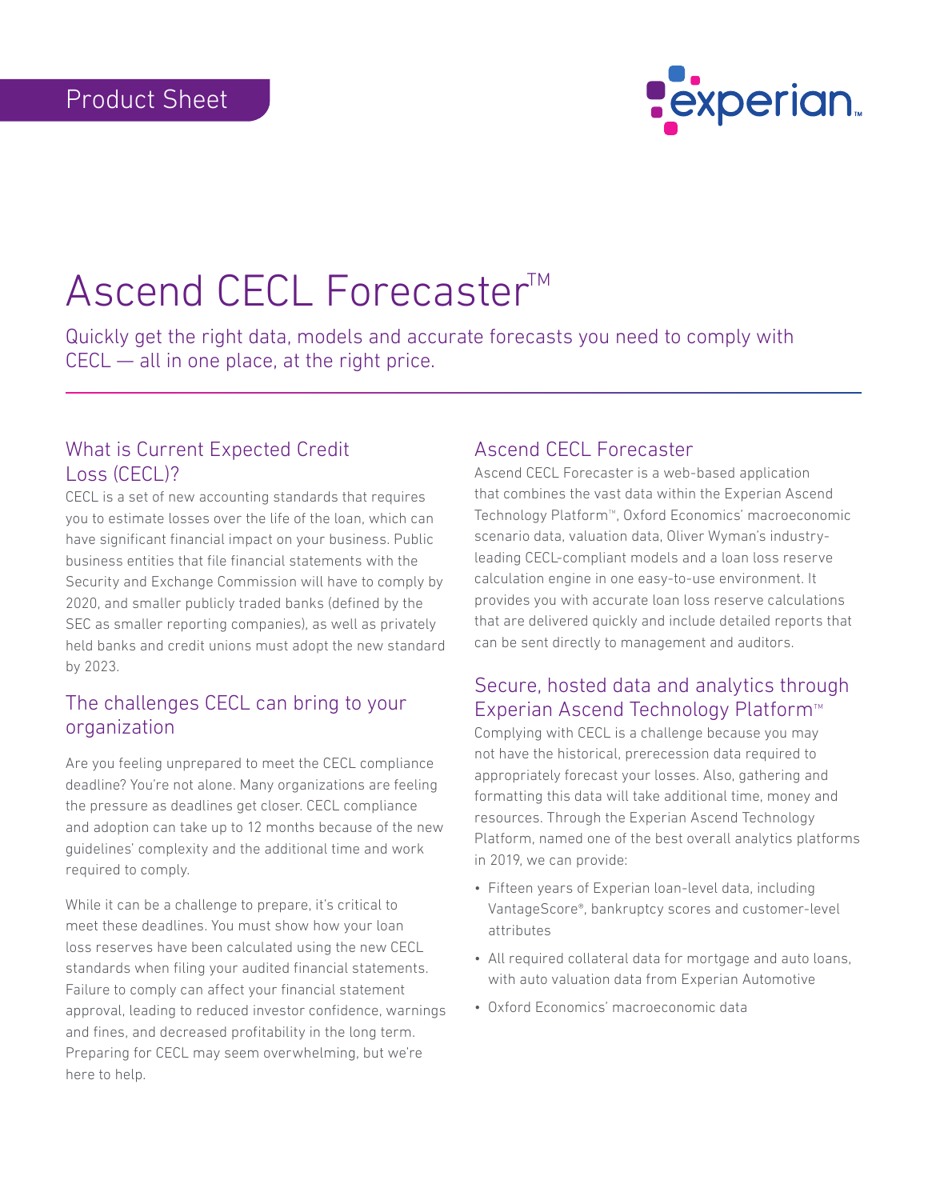Product Sheet

# Ascend CECL Forecaster™

Quickly get the right data, models and accurate forecasts you need to comply with CECL — all in one place, at the right price.

## What is Current Expected Credit Loss (CECL)?

CECL is a set of new accounting standards that requires you to estimate losses over the life of the loan, which can have significant financial impact on your business. Public business entities that file financial statements with the Security and Exchange Commission will have to comply by 2020, and smaller publicly traded banks (defined by the SEC as smaller reporting companies), as well as privately held banks and credit unions must adopt the new standard by 2023.

## The challenges CECL can bring to your organization

Are you feeling unprepared to meet the CECL compliance deadline? You're not alone. Many organizations are feeling the pressure as deadlines get closer. CECL compliance and adoption can take up to 12 months because of the new guidelines' complexity and the additional time and work required to comply.

While it can be a challenge to prepare, it's critical to meet these deadlines. You must show how your loan loss reserves have been calculated using the new CECL standards when filing your audited financial statements. Failure to comply can affect your financial statement approval, leading to reduced investor confidence, warnings and fines, and decreased profitability in the long term. Preparing for CECL may seem overwhelming, but we're here to help.

## Ascend CECL Forecaster

Ascend CECL Forecaster is a web-based application that combines the vast data within the Experian Ascend Technology Platform™, Oxford Economics' macroeconomic scenario data, valuation data, Oliver Wyman's industry-leading CECL-compliant models and a loan loss reserve calculation engine in one easy-to-use environment. It provides you with accurate loan loss reserve calculations that are delivered quickly and include detailed reports that can be sent directly to management and auditors.

## Secure, hosted data and analytics through Experian Ascend Technology Platform™

Complying with CECL is a challenge because you may not have the historical, prerecession data required to appropriately forecast your losses. Also, gathering and formatting this data will take additional time, money and resources. Through the Experian Ascend Technology Platform, named one of the best overall analytics platforms in 2019, we can provide:

- Fifteen years of Experian loan-level data, including VantageScore®, bankruptcy scores and customer-level attributes
- All required collateral data for mortgage and auto loans, with auto valuation data from Experian Automotive
- Oxford Economics' macroeconomic data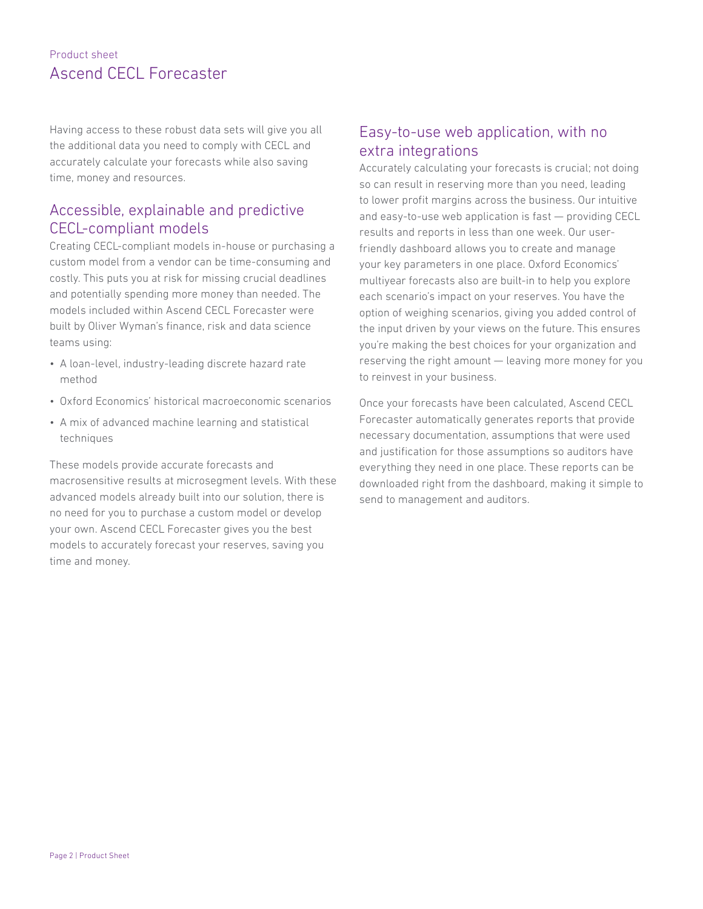Having access to these robust data sets will give you all the additional data you need to comply with CECL and accurately calculate your forecasts while also saving time, money and resources.

## Accessible, explainable and predictive CECL-compliant models

Creating CECL-compliant models in-house or purchasing a custom model from a vendor can be time-consuming and costly. This puts you at risk for missing crucial deadlines and potentially spending more money than needed. The models included within Ascend CECL Forecaster were built by Oliver Wyman's finance, risk and data science teams using:

- A loan-level, industry-leading discrete hazard rate method
- Oxford Economics' historical macroeconomic scenarios
- A mix of advanced machine learning and statistical techniques

These models provide accurate forecasts and macrosensitive results at microsegment levels. With these advanced models already built into our solution, there is no need for you to purchase a custom model or develop your own. Ascend CECL Forecaster gives you the best models to accurately forecast your reserves, saving you time and money.

## Easy-to-use web application, with no extra integrations

Accurately calculating your forecasts is crucial; not doing so can result in reserving more than you need, leading to lower profit margins across the business. Our intuitive and easy-to-use web application is fast — providing CECL results and reports in less than one week. Our user-friendly dashboard allows you to create and manage your key parameters in one place. Oxford Economics' multiyear forecasts also are built-in to help you explore each scenario's impact on your reserves. You have the option of weighing scenarios, giving you added control of the input driven by your views on the future. This ensures you're making the best choices for your organization and reserving the right amount — leaving more money for you to reinvest in your business.

Once your forecasts have been calculated, Ascend CECL Forecaster automatically generates reports that provide necessary documentation, assumptions that were used and justification for those assumptions so auditors have everything they need in one place. These reports can be downloaded right from the dashboard, making it simple to send to management and auditors.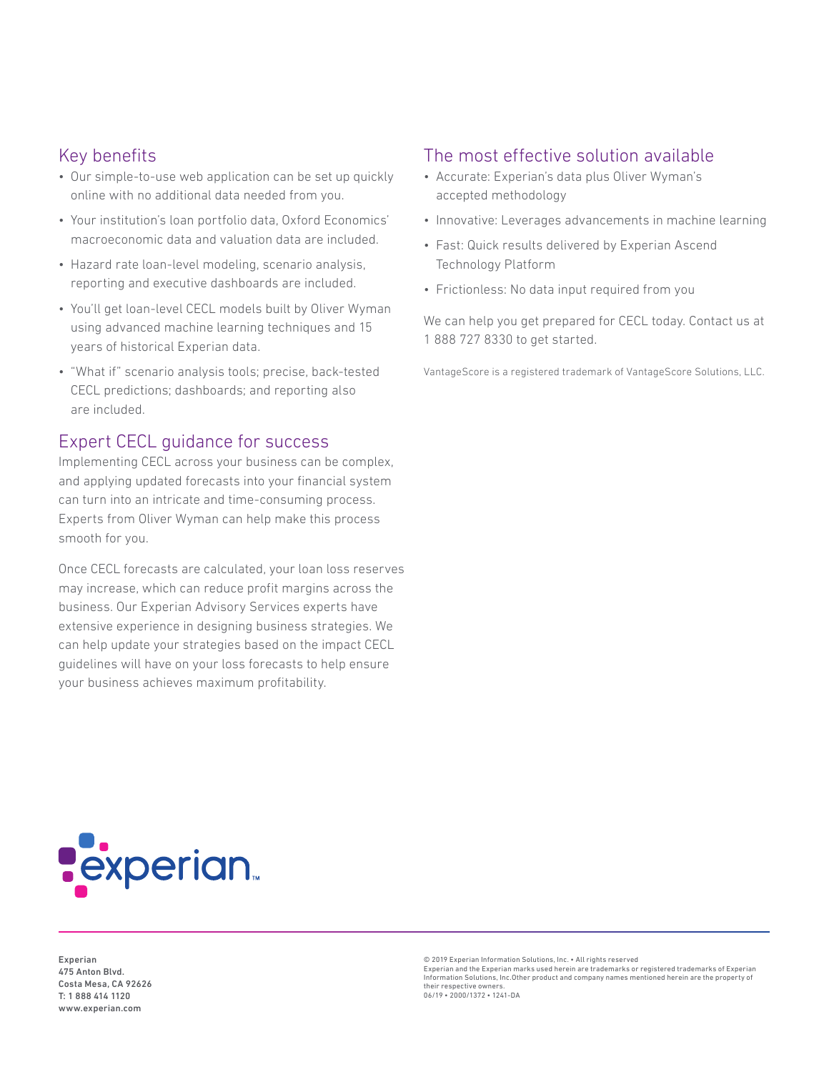## Key benefits

- Our simple-to-use web application can be set up quickly online with no additional data needed from you.
- Your institution's loan portfolio data, Oxford Economics' macroeconomic data and valuation data are included.
- Hazard rate loan-level modeling, scenario analysis, reporting and executive dashboards are included.
- You'll get loan-level CECL models built by Oliver Wyman using advanced machine learning techniques and 15 years of historical Experian data.
- "What if" scenario analysis tools; precise, back-tested CECL predictions; dashboards; and reporting also are included.

## Expert CECL guidance for success

Implementing CECL across your business can be complex, and applying updated forecasts into your financial system can turn into an intricate and time-consuming process. Experts from Oliver Wyman can help make this process smooth for you.

Once CECL forecasts are calculated, your loan loss reserves may increase, which can reduce profit margins across the business. Our Experian Advisory Services experts have extensive experience in designing business strategies. We can help update your strategies based on the impact CECL guidelines will have on your loss forecasts to help ensure your business achieves maximum profitability.

## The most effective solution available

- Accurate: Experian's data plus Oliver Wyman's accepted methodology
- Innovative: Leverages advancements in machine learning
- Fast: Quick results delivered by Experian Ascend Technology Platform
- Frictionless: No data input required from you

We can help you get prepared for CECL today. Contact us at 1 888 727 8330 to get started.

VantageScore is a registered trademark of VantageScore Solutions, LLC.

experian.

**Experian**
**475 Anton Blvd.**
**Costa Mesa, CA 92626**
**T: 1 888 414 1120**
**www.experian.com**

© 2019 Experian Information Solutions, Inc. • All rights reserved
Experian and the Experian marks used herein are trademarks or registered trademarks of Experian Information Solutions, Inc.Other product and company names mentioned herein are the property of their respective owners.
06/19 • 2000/1372 • 1241-DA